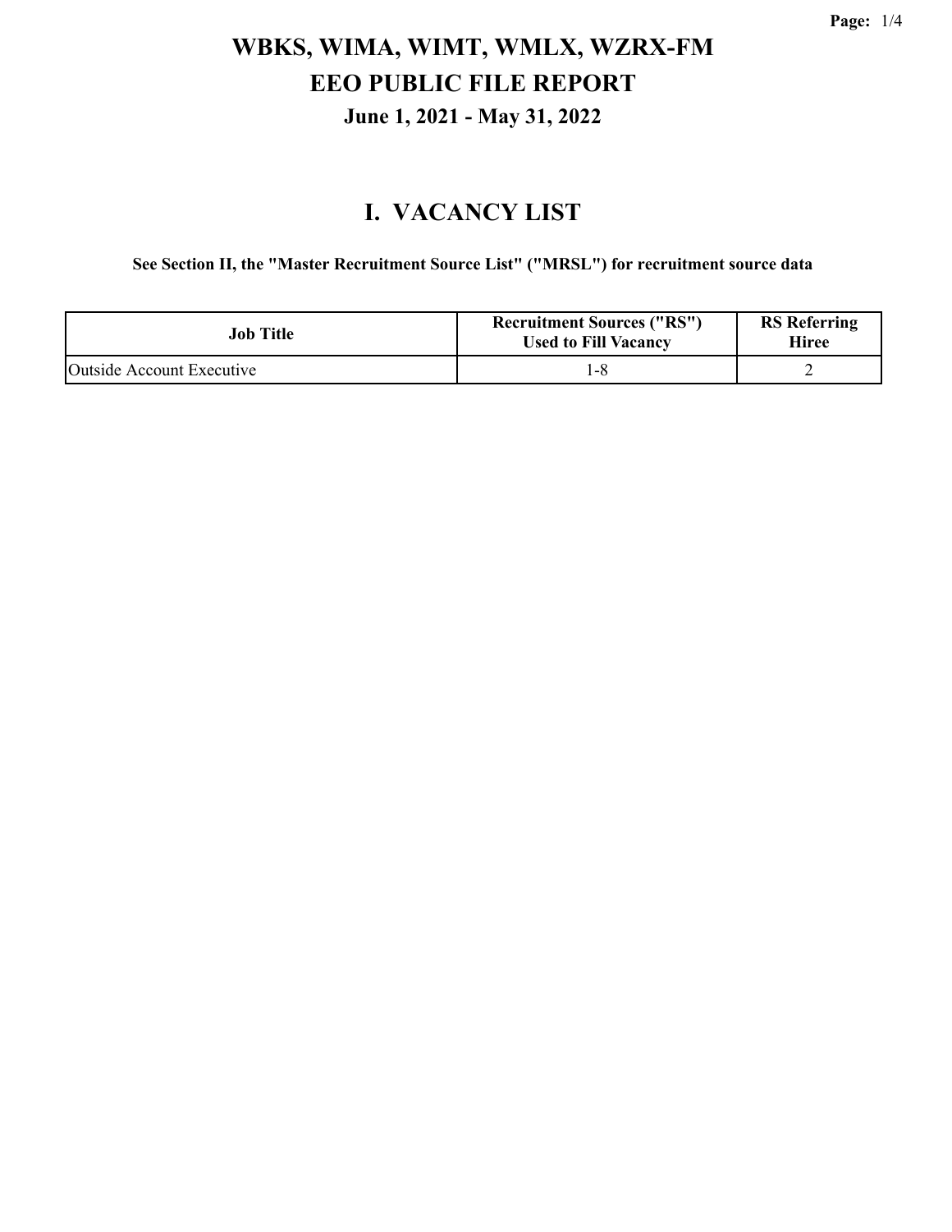# WBKS, WIMA, WIMT, WMLX, WZRX-FM

# EEO PUBLIC FILE REPORT

## June 1, 2021 - May 31, 2022

## I. VACANCY LIST

**See Section II, the "Master Recruitment Source List" ("MRSL") for recruitment source data**

| Job Title | Recruitment Sources ("RS") Used to Fill Vacancy | RS Referring Hiree |
|---|---|---|
| Outside Account Executive | 1-8 | 2 |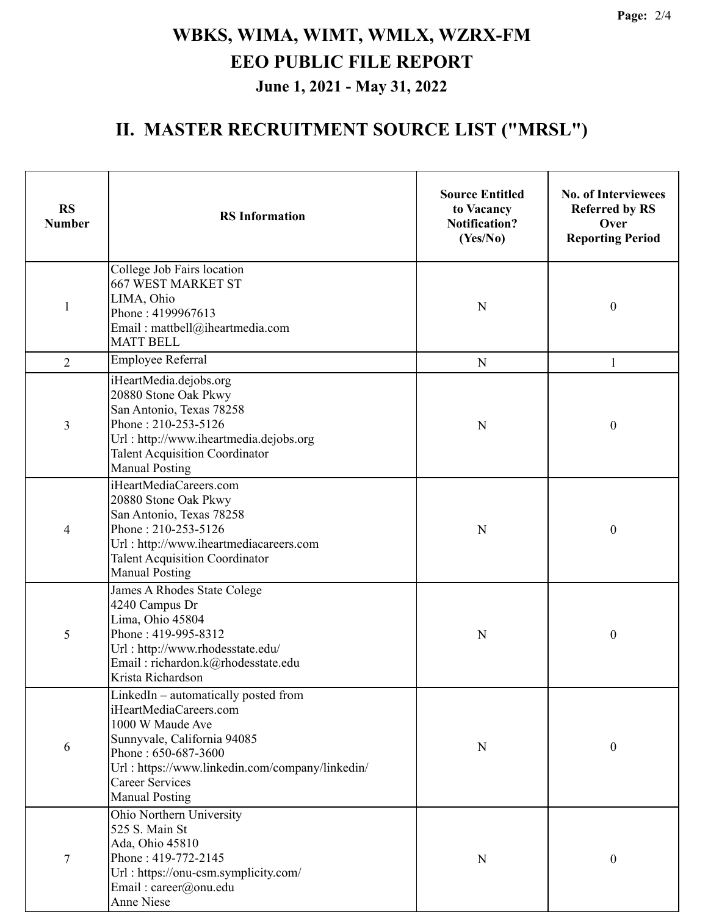# WBKS, WIMA, WIMT, WMLX, WZRX-FM
# EEO PUBLIC FILE REPORT
### June 1, 2021 - May 31, 2022

## II. MASTER RECRUITMENT SOURCE LIST ("MRSL")

| RS Number | RS Information | Source Entitled to Vacancy Notification? (Yes/No) | No. of Interviewees Referred by RS Over Reporting Period |
|---|---|---|---|
| 1 | College Job Fairs location<br>667 WEST MARKET ST<br>LIMA, Ohio<br>Phone : 4199967613<br>Email : mattbell@iheartmedia.com<br>MATT BELL | N | 0 |
| 2 | Employee Referral | N | 1 |
| 3 | iHeartMedia.dejobs.org<br>20880 Stone Oak Pkwy<br>San Antonio, Texas 78258<br>Phone : 210-253-5126<br>Url : http://www.iheartmedia.dejobs.org<br>Talent Acquisition Coordinator<br>Manual Posting | N | 0 |
| 4 | iHeartMediaCareers.com<br>20880 Stone Oak Pkwy<br>San Antonio, Texas 78258<br>Phone : 210-253-5126<br>Url : http://www.iheartmediacareers.com<br>Talent Acquisition Coordinator<br>Manual Posting | N | 0 |
| 5 | James A Rhodes State Colege<br>4240 Campus Dr<br>Lima, Ohio 45804<br>Phone : 419-995-8312<br>Url : http://www.rhodesstate.edu/<br>Email : richardon.k@rhodesstate.edu<br>Krista Richardson | N | 0 |
| 6 | LinkedIn – automatically posted from iHeartMediaCareers.com<br>1000 W Maude Ave<br>Sunnyvale, California 94085<br>Phone : 650-687-3600<br>Url : https://www.linkedin.com/company/linkedin/<br>Career Services<br>Manual Posting | N | 0 |
| 7 | Ohio Northern University<br>525 S. Main St<br>Ada, Ohio 45810<br>Phone : 419-772-2145<br>Url : https://onu-csm.symplicity.com/<br>Email : career@onu.edu<br>Anne Niese | N | 0 |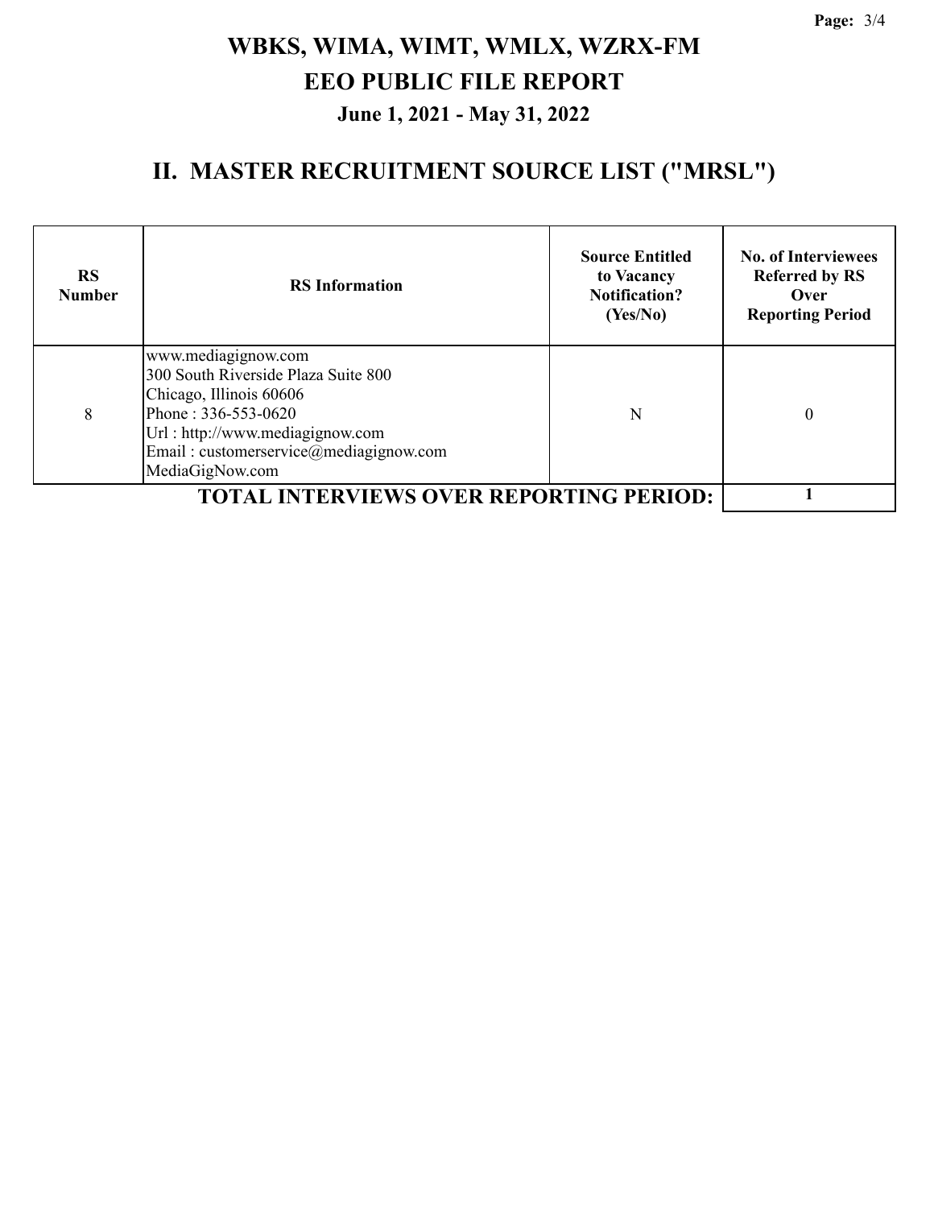# WBKS, WIMA, WIMT, WMLX, WZRX-FM

# EEO PUBLIC FILE REPORT

### June 1, 2021 - May 31, 2022

## II. MASTER RECRUITMENT SOURCE LIST ("MRSL")

| RS Number | RS Information | Source Entitled to Vacancy Notification? (Yes/No) | No. of Interviewees Referred by RS Over Reporting Period |
|---|---|---|---|
| 8 | www.mediagignow.com<br>300 South Riverside Plaza Suite 800<br>Chicago, Illinois 60606<br>Phone : 336-553-0620<br>Url : http://www.mediagignow.com<br>Email : customerservice@mediagignow.com<br>MediaGigNow.com | N | 0 |
| **TOTAL INTERVIEWS OVER REPORTING PERIOD:** | | | **1** |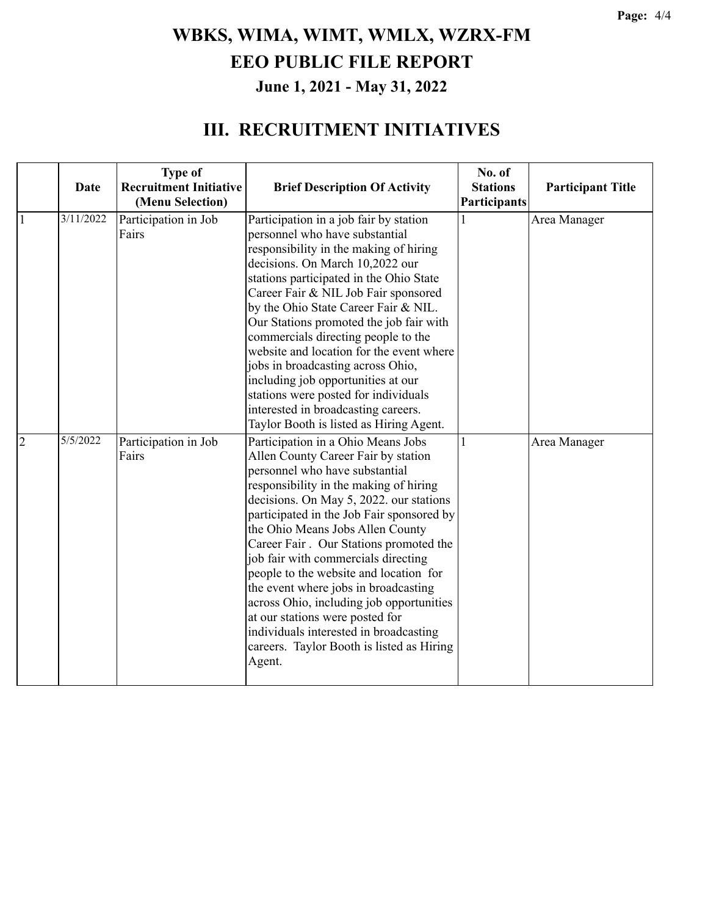# WBKS, WIMA, WIMT, WMLX, WZRX-FM
# EEO PUBLIC FILE REPORT
### June 1, 2021 - May 31, 2022

## III. RECRUITMENT INITIATIVES

| | Date | Type of Recruitment Initiative (Menu Selection) | Brief Description Of Activity | No. of Stations Participants | Participant Title |
|---|---|---|---|---|---|
| 1 | 3/11/2022 | Participation in Job Fairs | Participation in a job fair by station personnel who have substantial responsibility in the making of hiring decisions. On March 10,2022 our stations participated in the Ohio State Career Fair & NIL Job Fair sponsored by the Ohio State Career Fair & NIL. Our Stations promoted the job fair with commercials directing people to the website and location for the event where jobs in broadcasting across Ohio, including job opportunities at our stations were posted for individuals interested in broadcasting careers. Taylor Booth is listed as Hiring Agent. | 1 | Area Manager |
| 2 | 5/5/2022 | Participation in Job Fairs | Participation in a Ohio Means Jobs Allen County Career Fair by station personnel who have substantial responsibility in the making of hiring decisions. On May 5, 2022. our stations participated in the Job Fair sponsored by the Ohio Means Jobs Allen County Career Fair . Our Stations promoted the job fair with commercials directing people to the website and location for the event where jobs in broadcasting across Ohio, including job opportunities at our stations were posted for individuals interested in broadcasting careers. Taylor Booth is listed as Hiring Agent. | 1 | Area Manager |